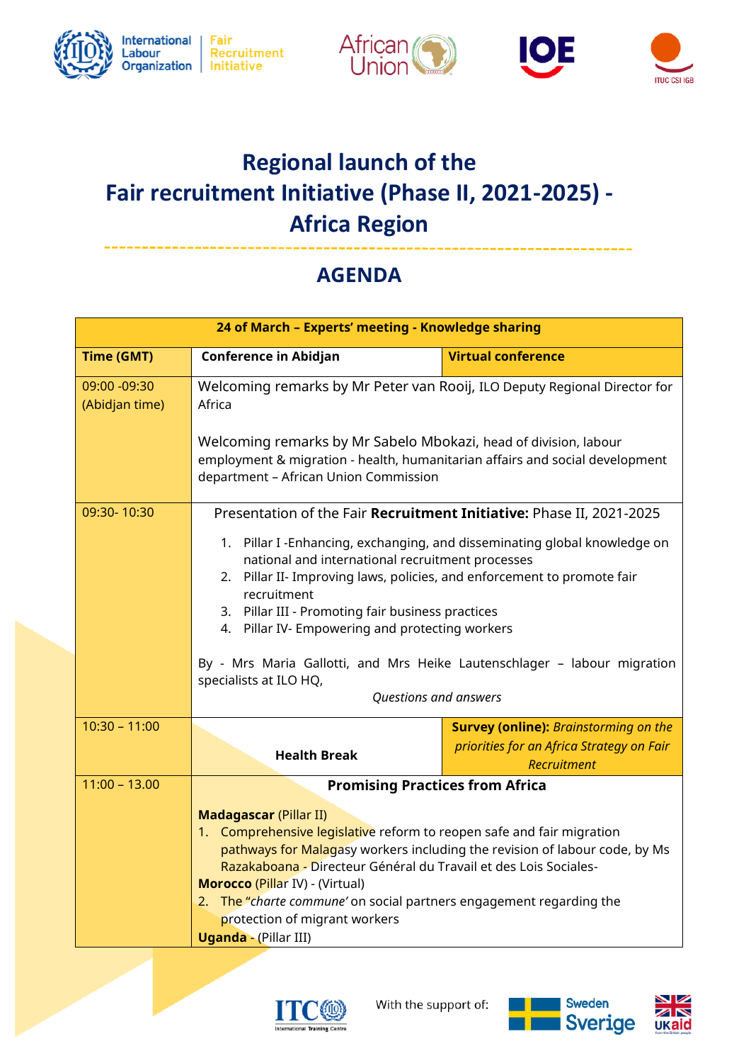# Regional launch of the Fair recruitment Initiative (Phase II, 2021-2025) - Africa Region

## AGENDA

| 24 of March – Experts' meeting - Knowledge sharing | | |
|---|---|---|
| **Time (GMT)** | **Conference in Abidjan** | **Virtual conference** |
| 09:00 -09:30 (Abidjan time) | Welcoming remarks by Mr Peter van Rooij, ILO Deputy Regional Director for Africa<br><br>Welcoming remarks by Mr Sabelo Mbokazi, head of division, labour employment & migration - health, humanitarian affairs and social development department – African Union Commission | |
| 09:30- 10:30 | Presentation of the Fair **Recruitment Initiative:** Phase II, 2021-2025<br>1. Pillar I -Enhancing, exchanging, and disseminating global knowledge on national and international recruitment processes<br>2. Pillar II- Improving laws, policies, and enforcement to promote fair recruitment<br>3. Pillar III - Promoting fair business practices<br>4. Pillar IV- Empowering and protecting workers<br><br>By - Mrs Maria Gallotti, and Mrs Heike Lautenschlager – labour migration specialists at ILO HQ,<br>*Questions and answers* | |
| 10:30 – 11:00 | **Health Break** | **Survey (online):** *Brainstorming on the priorities for an Africa Strategy on Fair Recruitment* |
| 11:00 – 13.00 | **Promising Practices from Africa**<br><br>**Madagascar** (Pillar II)<br>1. Comprehensive legislative reform to reopen safe and fair migration pathways for Malagasy workers including the revision of labour code, by Ms Razakaboana - Directeur Général du Travail et des Lois Sociales-<br>**Morocco** (Pillar IV) - (Virtual)<br>2. The "*charte commune'* on social partners engagement regarding the protection of migrant workers<br>**Uganda** - (Pillar III) | |

With the support of: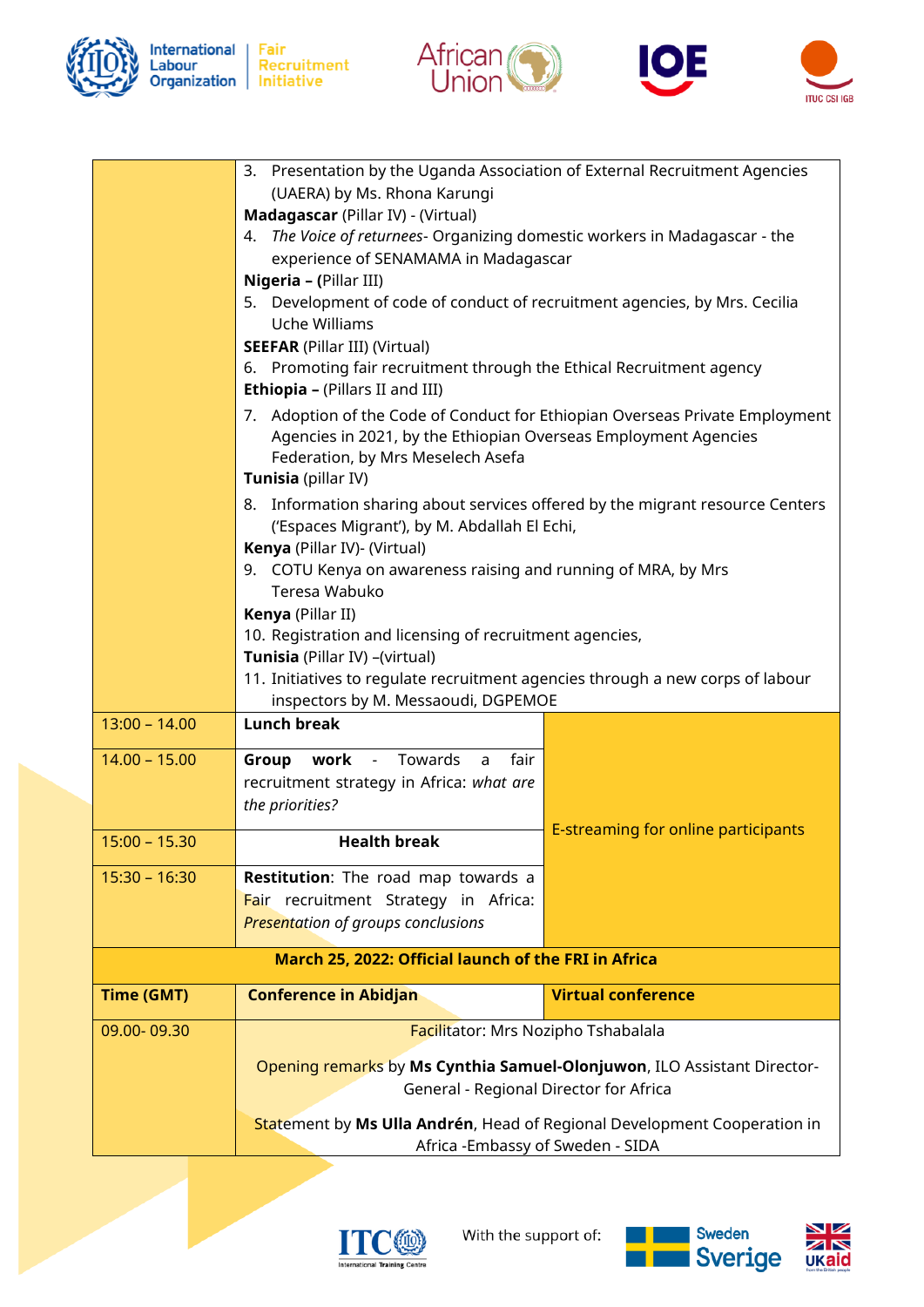| | | |
|---|---|---|
| | 3. Presentation by the Uganda Association of External Recruitment Agencies (UAERA) by Ms. Rhona Karungi<br>**Madagascar** (Pillar IV) - (Virtual)<br>4. *The Voice of returnees*- Organizing domestic workers in Madagascar - the experience of SENAMAMA in Madagascar<br>**Nigeria – (**Pillar III)<br>5. Development of code of conduct of recruitment agencies, by Mrs. Cecilia Uche Williams<br>**SEEFAR** (Pillar III) (Virtual)<br>6. Promoting fair recruitment through the Ethical Recruitment agency<br>**Ethiopia –** (Pillars II and III)<br>7. Adoption of the Code of Conduct for Ethiopian Overseas Private Employment Agencies in 2021, by the Ethiopian Overseas Employment Agencies Federation, by Mrs Meselech Asefa<br>**Tunisia** (pillar IV)<br>8. Information sharing about services offered by the migrant resource Centers ('Espaces Migrant'), by M. Abdallah El Echi,<br>**Kenya** (Pillar IV)- (Virtual)<br>9. COTU Kenya on awareness raising and running of MRA, by Mrs Teresa Wabuko<br>**Kenya** (Pillar II)<br>10. Registration and licensing of recruitment agencies,<br>**Tunisia** (Pillar IV) –(virtual)<br>11. Initiatives to regulate recruitment agencies through a new corps of labour inspectors by M. Messaoudi, DGPEMOE | |
| 13:00 – 14.00 | **Lunch break** | E-streaming for online participants |
| 14.00 – 15.00 | **Group work** - Towards a fair recruitment strategy in Africa: *what are the priorities?* | |
| 15:00 – 15.30 | **Health break** | |
| 15:30 – 16:30 | **Restitution**: The road map towards a Fair recruitment Strategy in Africa: *Presentation of groups conclusions* | |
| **March 25, 2022: Official launch of the FRI in Africa** | | |
| **Time (GMT)** | **Conference in Abidjan** | **Virtual conference** |
| 09.00- 09.30 | Facilitator: Mrs Nozipho Tshabalala<br><br>Opening remarks by **Ms Cynthia Samuel-Olonjuwon**, ILO Assistant Director-General - Regional Director for Africa<br><br>Statement by **Ms Ulla Andrén**, Head of Regional Development Cooperation in Africa -Embassy of Sweden - SIDA | |

With the support of: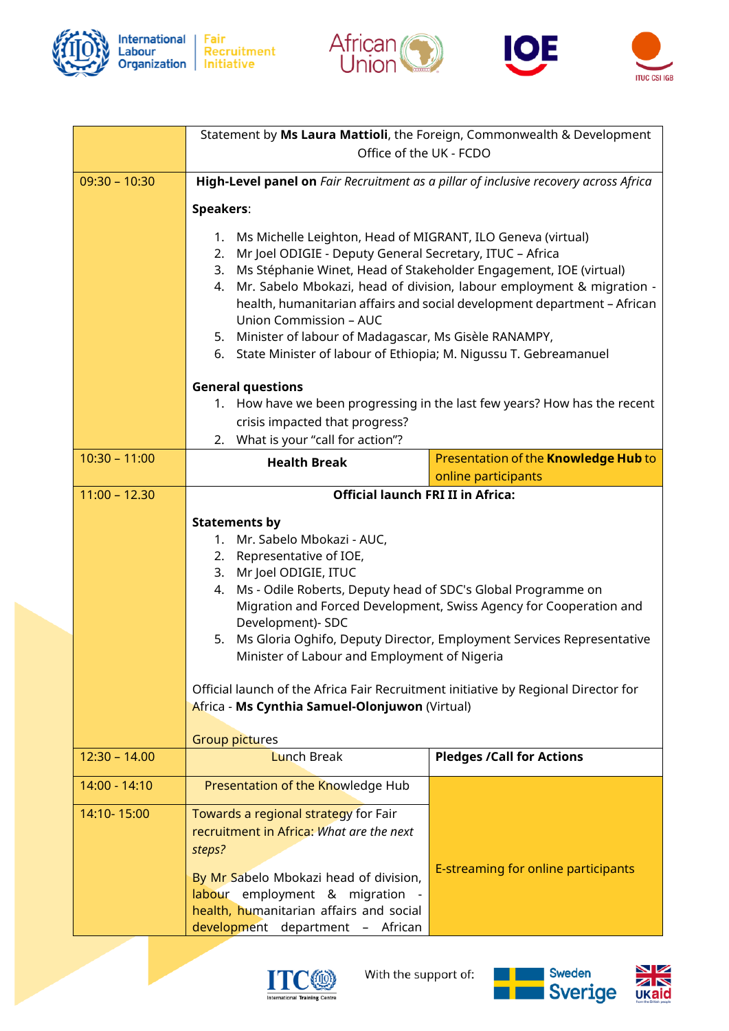| | | |
|---|---|---|
| | Statement by **Ms Laura Mattioli**, the Foreign, Commonwealth & Development Office of the UK - FCDO | |
| 09:30 – 10:30 | **High-Level panel on** *Fair Recruitment as a pillar of inclusive recovery across Africa*<br><br>**Speakers**:<br><br>1. Ms Michelle Leighton, Head of MIGRANT, ILO Geneva (virtual)<br>2. Mr Joel ODIGIE - Deputy General Secretary, ITUC – Africa<br>3. Ms Stéphanie Winet, Head of Stakeholder Engagement, IOE (virtual)<br>4. Mr. Sabelo Mbokazi, head of division, labour employment & migration - health, humanitarian affairs and social development department – African Union Commission – AUC<br>5. Minister of labour of Madagascar, Ms Gisèle RANAMPY,<br>6. State Minister of labour of Ethiopia; M. Nigussu T. Gebreamanuel<br><br>**General questions**<br>1. How have we been progressing in the last few years? How has the recent crisis impacted that progress?<br>2. What is your "call for action"? | |
| 10:30 – 11:00 | **Health Break** | Presentation of the **Knowledge Hub** to online participants |
| 11:00 – 12.30 | **Official launch FRI II in Africa:**<br><br>**Statements by**<br>1. Mr. Sabelo Mbokazi - AUC,<br>2. Representative of IOE,<br>3. Mr Joel ODIGIE, ITUC<br>4. Ms - Odile Roberts, Deputy head of SDC's Global Programme on Migration and Forced Development, Swiss Agency for Cooperation and Development)- SDC<br>5. Ms Gloria Oghifo, Deputy Director, Employment Services Representative Minister of Labour and Employment of Nigeria<br><br>Official launch of the Africa Fair Recruitment initiative by Regional Director for Africa - **Ms Cynthia Samuel-Olonjuwon** (Virtual)<br><br>Group pictures | |
| 12:30 – 14.00 | Lunch Break | **Pledges /Call for Actions** |
| 14:00 - 14:10 | Presentation of the Knowledge Hub | E-streaming for online participants |
| 14:10- 15:00 | Towards a regional strategy for Fair recruitment in Africa: *What are the next steps?*<br><br>By Mr Sabelo Mbokazi head of division, labour employment & migration - health, humanitarian affairs and social development department – African | |

With the support of: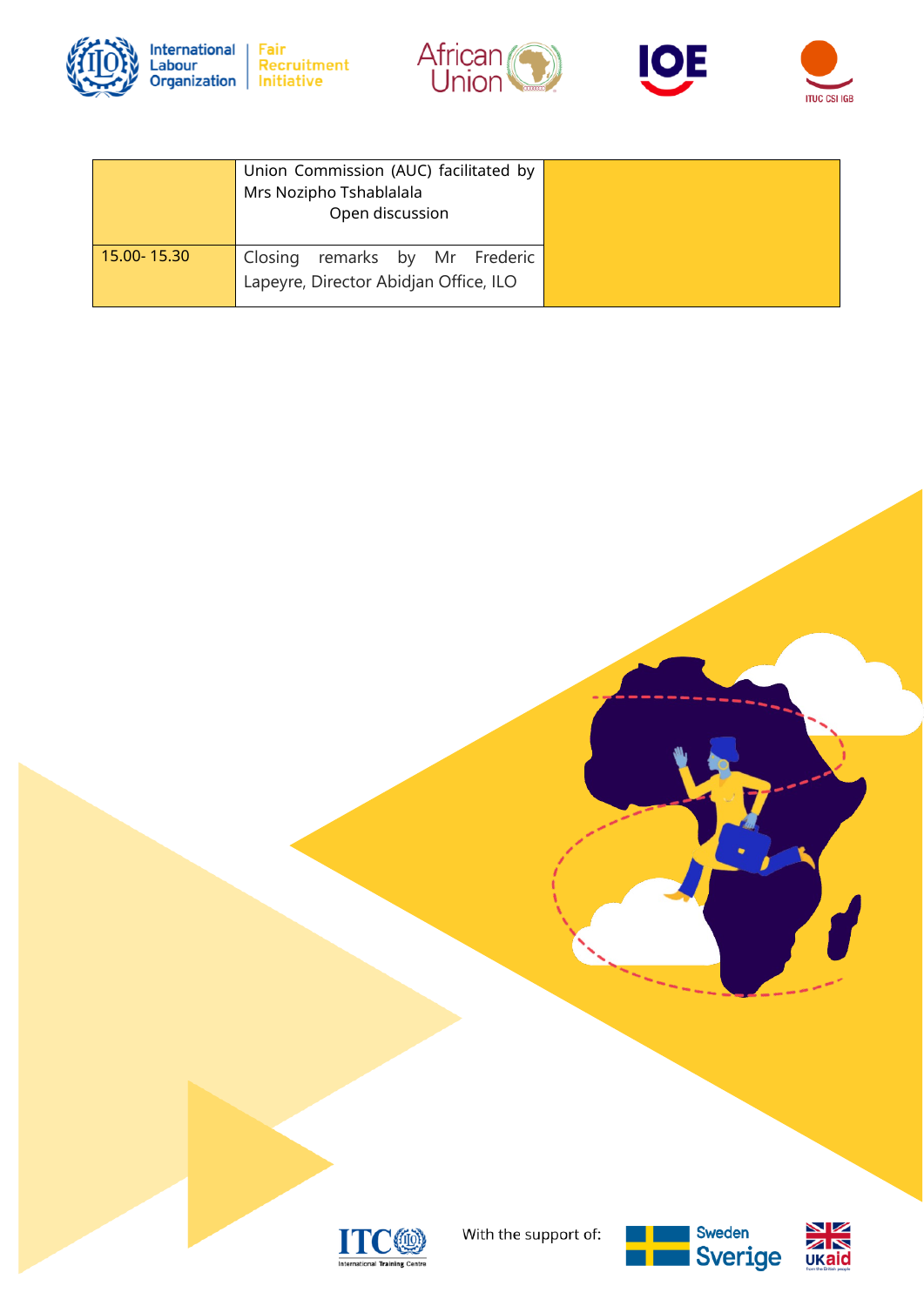| | | |
|---|---|---|
| | Union Commission (AUC) facilitated by Mrs Nozipho Tshablalala<br>Open discussion | |
| 15.00- 15.30 | Closing remarks by Mr Frederic Lapeyre, Director Abidjan Office, ILO | |

With the support of: